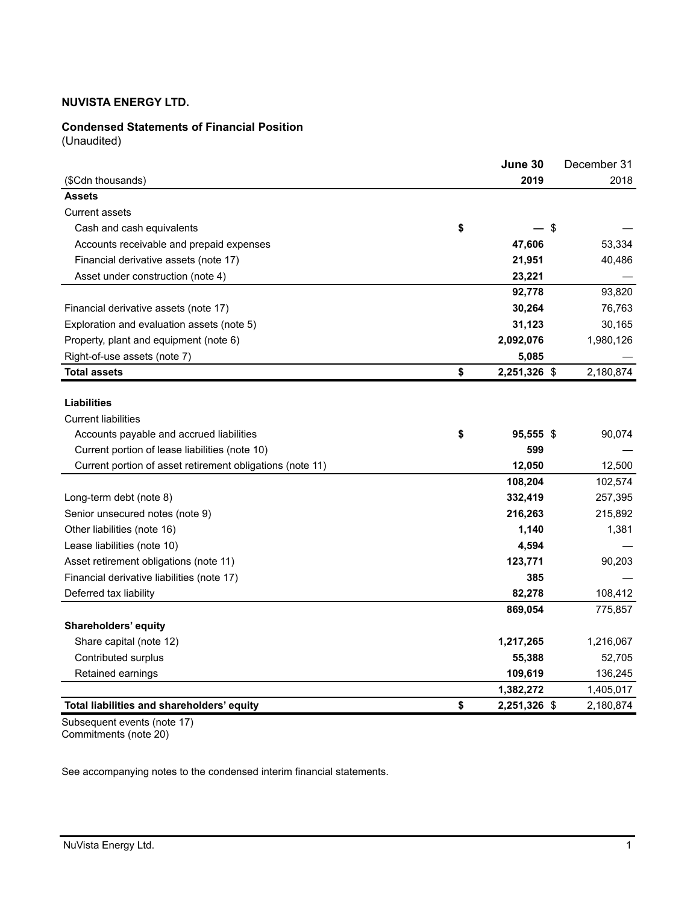**NUVISTA ENERGY LTD.**

**Condensed Statements of Financial Position**
(Unaudited)

| ($Cdn thousands) | **June 30 2019** | December 31 2018 |
|---|---|---|
| **Assets** | | |
| Current assets | | |
| Cash and cash equivalents | **$ —** | $ — |
| Accounts receivable and prepaid expenses | **47,606** | 53,334 |
| Financial derivative assets (note 17) | **21,951** | 40,486 |
| Asset under construction (note 4) | **23,221** | — |
| | **92,778** | 93,820 |
| Financial derivative assets (note 17) | **30,264** | 76,763 |
| Exploration and evaluation assets (note 5) | **31,123** | 30,165 |
| Property, plant and equipment (note 6) | **2,092,076** | 1,980,126 |
| Right-of-use assets (note 7) | **5,085** | — |
| **Total assets** | **$ 2,251,326** | $ 2,180,874 |
| | | |
| **Liabilities** | | |
| Current liabilities | | |
| Accounts payable and accrued liabilities | **$ 95,555** | $ 90,074 |
| Current portion of lease liabilities (note 10) | **599** | — |
| Current portion of asset retirement obligations (note 11) | **12,050** | 12,500 |
| | **108,204** | 102,574 |
| Long-term debt (note 8) | **332,419** | 257,395 |
| Senior unsecured notes (note 9) | **216,263** | 215,892 |
| Other liabilities (note 16) | **1,140** | 1,381 |
| Lease liabilities (note 10) | **4,594** | — |
| Asset retirement obligations (note 11) | **123,771** | 90,203 |
| Financial derivative liabilities (note 17) | **385** | — |
| Deferred tax liability | **82,278** | 108,412 |
| | **869,054** | 775,857 |
| **Shareholders' equity** | | |
| Share capital (note 12) | **1,217,265** | 1,216,067 |
| Contributed surplus | **55,388** | 52,705 |
| Retained earnings | **109,619** | 136,245 |
| | **1,382,272** | 1,405,017 |
| **Total liabilities and shareholders' equity** | **$ 2,251,326** | $ 2,180,874 |

Subsequent events (note 17)
Commitments (note 20)

See accompanying notes to the condensed interim financial statements.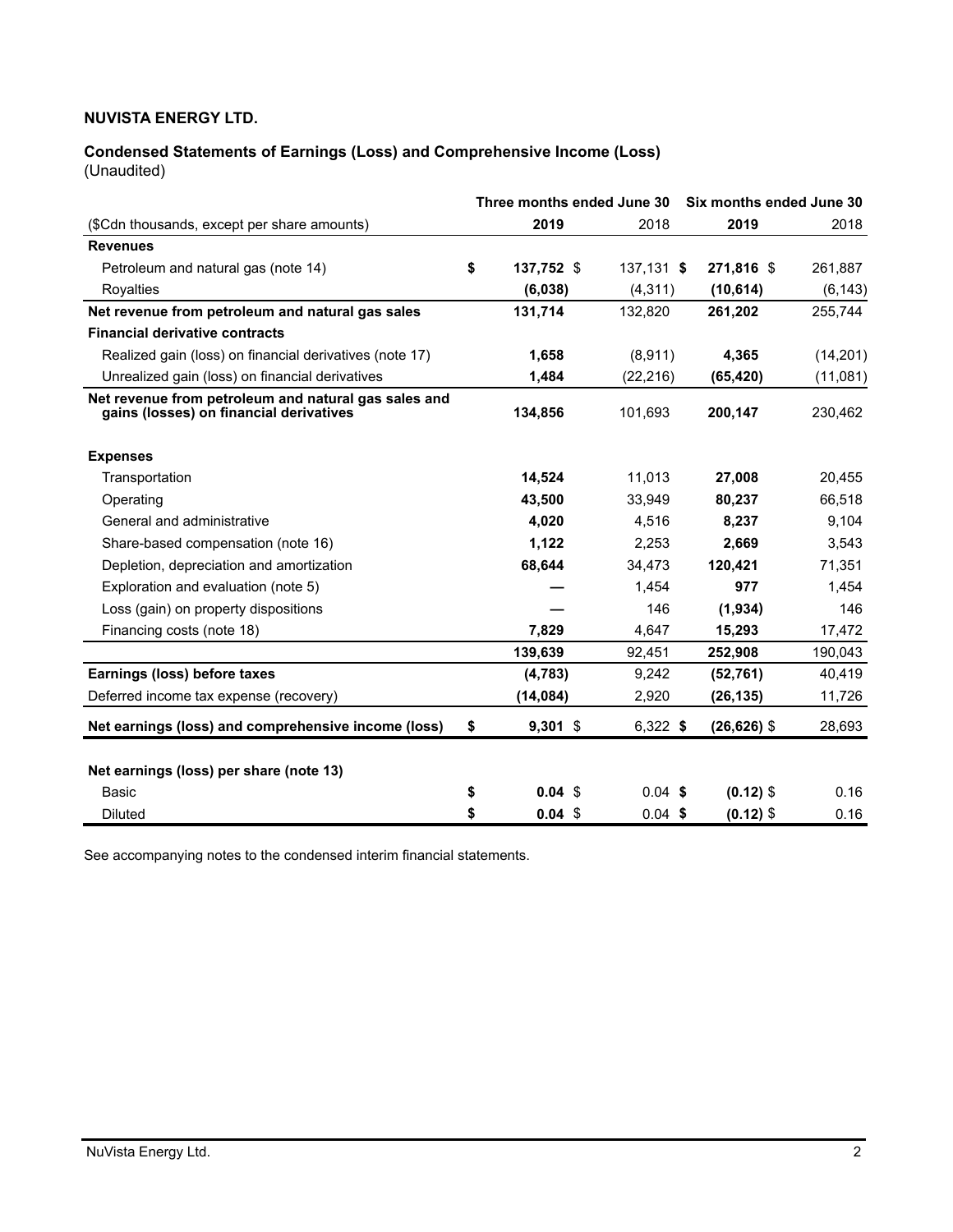**NUVISTA ENERGY LTD.**

**Condensed Statements of Earnings (Loss) and Comprehensive Income (Loss)**
(Unaudited)

| | Three months ended June 30 | | Six months ended June 30 | |
|---|---|---|---|---|
| ($Cdn thousands, except per share amounts) | **2019** | 2018 | **2019** | 2018 |
| **Revenues** | | | | |
| Petroleum and natural gas (note 14) | **$ 137,752** | $ 137,131 | **$ 271,816** | $ 261,887 |
| Royalties | **(6,038)** | (4,311) | **(10,614)** | (6,143) |
| **Net revenue from petroleum and natural gas sales** | **131,714** | 132,820 | **261,202** | 255,744 |
| **Financial derivative contracts** | | | | |
| Realized gain (loss) on financial derivatives (note 17) | **1,658** | (8,911) | **4,365** | (14,201) |
| Unrealized gain (loss) on financial derivatives | **1,484** | (22,216) | **(65,420)** | (11,081) |
| **Net revenue from petroleum and natural gas sales and gains (losses) on financial derivatives** | **134,856** | 101,693 | **200,147** | 230,462 |
| **Expenses** | | | | |
| Transportation | **14,524** | 11,013 | **27,008** | 20,455 |
| Operating | **43,500** | 33,949 | **80,237** | 66,518 |
| General and administrative | **4,020** | 4,516 | **8,237** | 9,104 |
| Share-based compensation (note 16) | **1,122** | 2,253 | **2,669** | 3,543 |
| Depletion, depreciation and amortization | **68,644** | 34,473 | **120,421** | 71,351 |
| Exploration and evaluation (note 5) | **—** | 1,454 | **977** | 1,454 |
| Loss (gain) on property dispositions | **—** | 146 | **(1,934)** | 146 |
| Financing costs (note 18) | **7,829** | 4,647 | **15,293** | 17,472 |
| | **139,639** | 92,451 | **252,908** | 190,043 |
| **Earnings (loss) before taxes** | **(4,783)** | 9,242 | **(52,761)** | 40,419 |
| Deferred income tax expense (recovery) | **(14,084)** | 2,920 | **(26,135)** | 11,726 |
| **Net earnings (loss) and comprehensive income (loss)** | **$ 9,301** | $ 6,322 | **$ (26,626)** | $ 28,693 |
| **Net earnings (loss) per share (note 13)** | | | | |
| Basic | **$ 0.04** | $ 0.04 | **$ (0.12)** | $ 0.16 |
| Diluted | **$ 0.04** | $ 0.04 | **$ (0.12)** | $ 0.16 |

See accompanying notes to the condensed interim financial statements.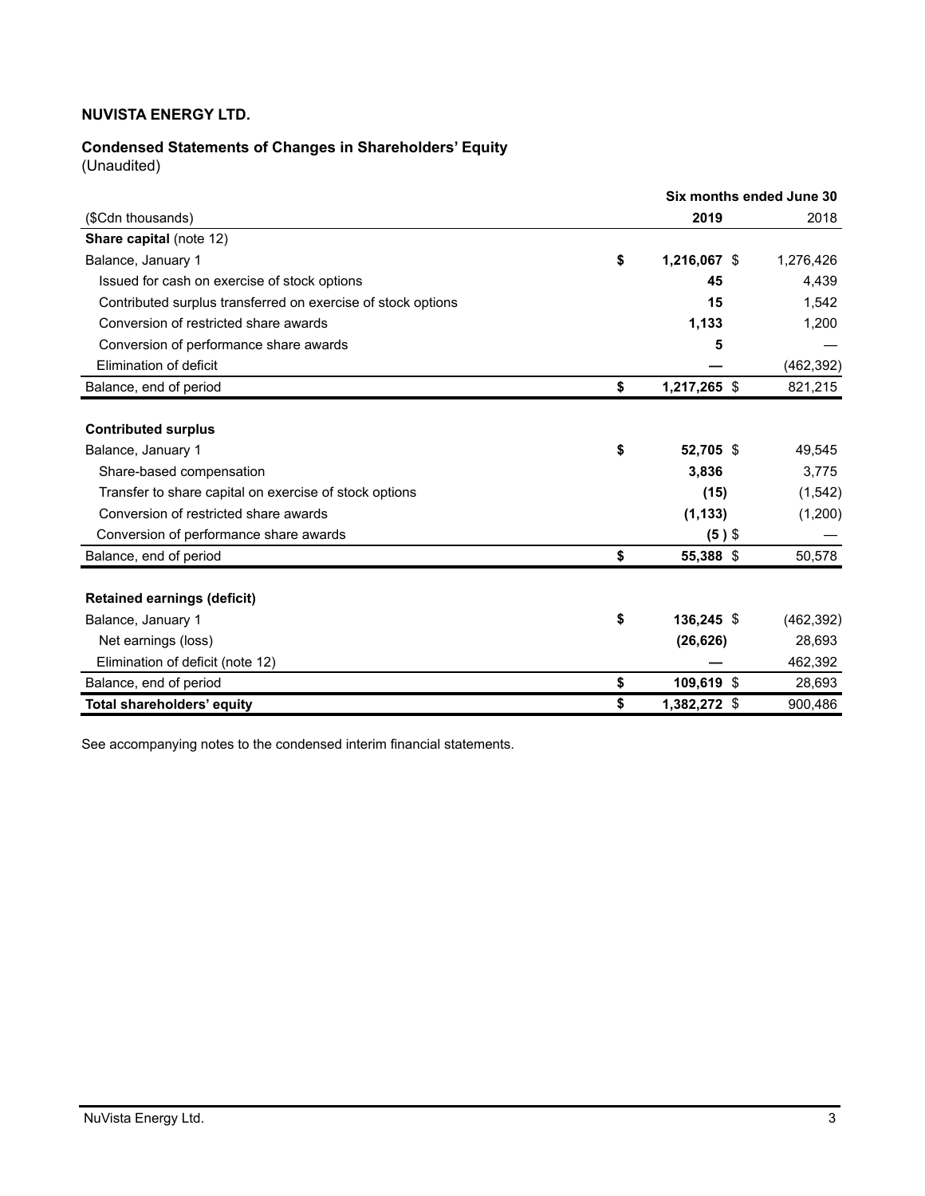**NUVISTA ENERGY LTD.**

**Condensed Statements of Changes in Shareholders' Equity**
(Unaudited)

| | Six months ended June 30 | |
|---|---|---|
| ($Cdn thousands) | **2019** | 2018 |
| **Share capital** (note 12) | | |
| Balance, January 1 | **$ 1,216,067** | $ 1,276,426 |
| Issued for cash on exercise of stock options | **45** | 4,439 |
| Contributed surplus transferred on exercise of stock options | **15** | 1,542 |
| Conversion of restricted share awards | **1,133** | 1,200 |
| Conversion of performance share awards | **5** | — |
| Elimination of deficit | **—** | (462,392) |
| Balance, end of period | **$ 1,217,265** | $ 821,215 |
| | | |
| **Contributed surplus** | | |
| Balance, January 1 | **$ 52,705** | $ 49,545 |
| Share-based compensation | **3,836** | 3,775 |
| Transfer to share capital on exercise of stock options | **(15)** | (1,542) |
| Conversion of restricted share awards | **(1,133)** | (1,200) |
| Conversion of performance share awards | **(5)** | $ — |
| Balance, end of period | **$ 55,388** | $ 50,578 |
| | | |
| **Retained earnings (deficit)** | | |
| Balance, January 1 | **$ 136,245** | $ (462,392) |
| Net earnings (loss) | **(26,626)** | 28,693 |
| Elimination of deficit (note 12) | **—** | 462,392 |
| Balance, end of period | **$ 109,619** | $ 28,693 |
| **Total shareholders' equity** | **$ 1,382,272** | $ 900,486 |

See accompanying notes to the condensed interim financial statements.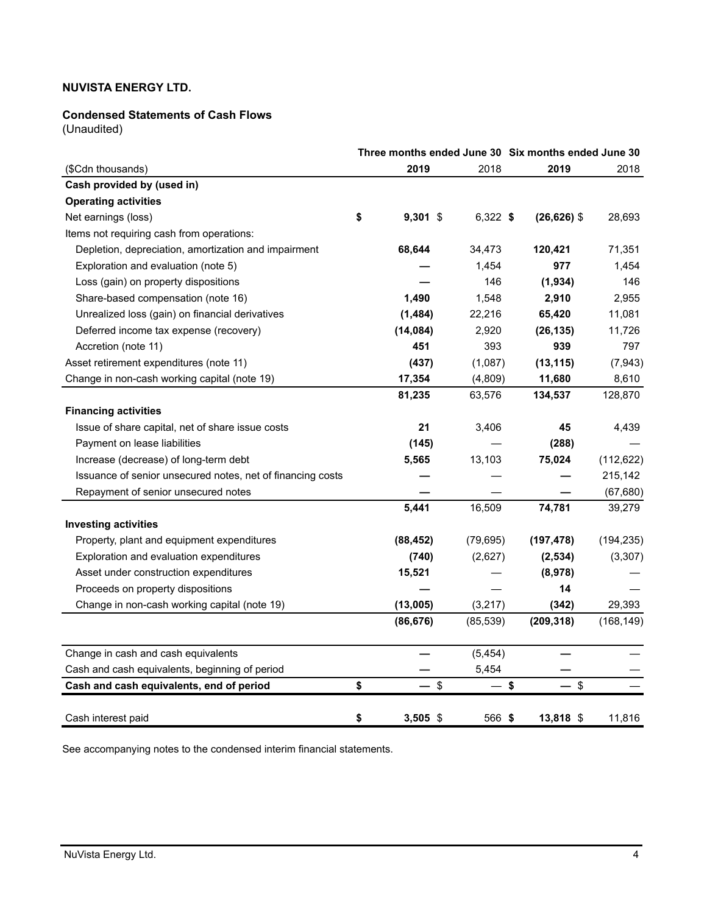**NUVISTA ENERGY LTD.**

**Condensed Statements of Cash Flows**
(Unaudited)

| ($Cdn thousands) | Three months ended June 30 2019 | Three months ended June 30 2018 | Six months ended June 30 2019 | Six months ended June 30 2018 |
|---|---|---|---|---|
| **Cash provided by (used in)** | | | | |
| **Operating activities** | | | | |
| Net earnings (loss) | **$ 9,301** | $ 6,322 | **$ (26,626)** | $ 28,693 |
| Items not requiring cash from operations: | | | | |
| Depletion, depreciation, amortization and impairment | **68,644** | 34,473 | **120,421** | 71,351 |
| Exploration and evaluation (note 5) | **—** | 1,454 | **977** | 1,454 |
| Loss (gain) on property dispositions | **—** | 146 | **(1,934)** | 146 |
| Share-based compensation (note 16) | **1,490** | 1,548 | **2,910** | 2,955 |
| Unrealized loss (gain) on financial derivatives | **(1,484)** | 22,216 | **65,420** | 11,081 |
| Deferred income tax expense (recovery) | **(14,084)** | 2,920 | **(26,135)** | 11,726 |
| Accretion (note 11) | **451** | 393 | **939** | 797 |
| Asset retirement expenditures (note 11) | **(437)** | (1,087) | **(13,115)** | (7,943) |
| Change in non-cash working capital (note 19) | **17,354** | (4,809) | **11,680** | 8,610 |
| | **81,235** | 63,576 | **134,537** | 128,870 |
| **Financing activities** | | | | |
| Issue of share capital, net of share issue costs | **21** | 3,406 | **45** | 4,439 |
| Payment on lease liabilities | **(145)** | — | **(288)** | — |
| Increase (decrease) of long-term debt | **5,565** | 13,103 | **75,024** | (112,622) |
| Issuance of senior unsecured notes, net of financing costs | **—** | — | **—** | 215,142 |
| Repayment of senior unsecured notes | **—** | — | **—** | (67,680) |
| | **5,441** | 16,509 | **74,781** | 39,279 |
| **Investing activities** | | | | |
| Property, plant and equipment expenditures | **(88,452)** | (79,695) | **(197,478)** | (194,235) |
| Exploration and evaluation expenditures | **(740)** | (2,627) | **(2,534)** | (3,307) |
| Asset under construction expenditures | **15,521** | — | **(8,978)** | — |
| Proceeds on property dispositions | **—** | — | **14** | — |
| Change in non-cash working capital (note 19) | **(13,005)** | (3,217) | **(342)** | 29,393 |
| | **(86,676)** | (85,539) | **(209,318)** | (168,149) |
| | | | | |
| Change in cash and cash equivalents | **—** | (5,454) | **—** | — |
| Cash and cash equivalents, beginning of period | **—** | 5,454 | **—** | — |
| **Cash and cash equivalents, end of period** | **$ —** | $ — | **$ —** | $ — |
| | | | | |
| Cash interest paid | **$ 3,505** | $ 566 | **$ 13,818** | $ 11,816 |

See accompanying notes to the condensed interim financial statements.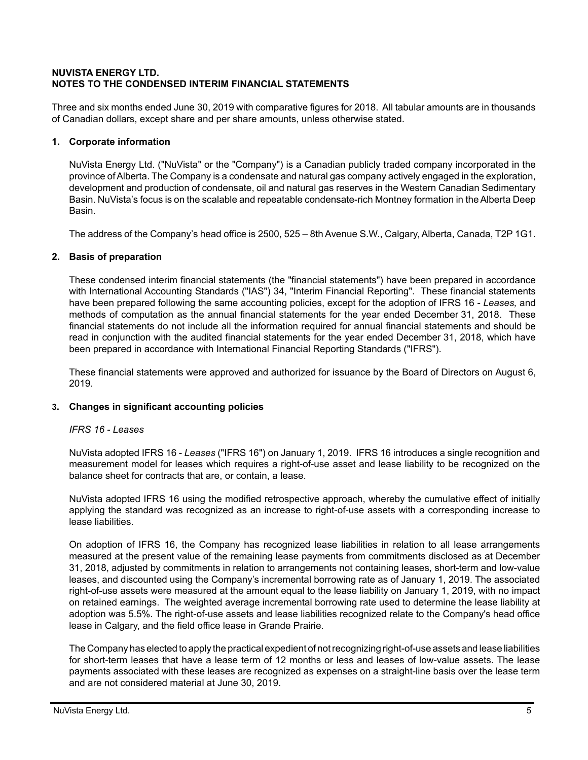**NUVISTA ENERGY LTD.**
**NOTES TO THE CONDENSED INTERIM FINANCIAL STATEMENTS**

Three and six months ended June 30, 2019 with comparative figures for 2018. All tabular amounts are in thousands of Canadian dollars, except share and per share amounts, unless otherwise stated.

## 1. Corporate information

NuVista Energy Ltd. ("NuVista" or the "Company") is a Canadian publicly traded company incorporated in the province of Alberta. The Company is a condensate and natural gas company actively engaged in the exploration, development and production of condensate, oil and natural gas reserves in the Western Canadian Sedimentary Basin. NuVista's focus is on the scalable and repeatable condensate-rich Montney formation in the Alberta Deep Basin.

The address of the Company's head office is 2500, 525 – 8th Avenue S.W., Calgary, Alberta, Canada, T2P 1G1.

## 2. Basis of preparation

These condensed interim financial statements (the "financial statements") have been prepared in accordance with International Accounting Standards ("IAS") 34, "Interim Financial Reporting". These financial statements have been prepared following the same accounting policies, except for the adoption of IFRS 16 - *Leases,* and methods of computation as the annual financial statements for the year ended December 31, 2018. These financial statements do not include all the information required for annual financial statements and should be read in conjunction with the audited financial statements for the year ended December 31, 2018, which have been prepared in accordance with International Financial Reporting Standards ("IFRS").

These financial statements were approved and authorized for issuance by the Board of Directors on August 6, 2019.

## 3. Changes in significant accounting policies

*IFRS 16 - Leases*

NuVista adopted IFRS 16 - *Leases* ("IFRS 16") on January 1, 2019. IFRS 16 introduces a single recognition and measurement model for leases which requires a right-of-use asset and lease liability to be recognized on the balance sheet for contracts that are, or contain, a lease.

NuVista adopted IFRS 16 using the modified retrospective approach, whereby the cumulative effect of initially applying the standard was recognized as an increase to right-of-use assets with a corresponding increase to lease liabilities.

On adoption of IFRS 16, the Company has recognized lease liabilities in relation to all lease arrangements measured at the present value of the remaining lease payments from commitments disclosed as at December 31, 2018, adjusted by commitments in relation to arrangements not containing leases, short-term and low-value leases, and discounted using the Company's incremental borrowing rate as of January 1, 2019. The associated right-of-use assets were measured at the amount equal to the lease liability on January 1, 2019, with no impact on retained earnings. The weighted average incremental borrowing rate used to determine the lease liability at adoption was 5.5%. The right-of-use assets and lease liabilities recognized relate to the Company's head office lease in Calgary, and the field office lease in Grande Prairie.

The Company has elected to apply the practical expedient of not recognizing right-of-use assets and lease liabilities for short-term leases that have a lease term of 12 months or less and leases of low-value assets. The lease payments associated with these leases are recognized as expenses on a straight-line basis over the lease term and are not considered material at June 30, 2019.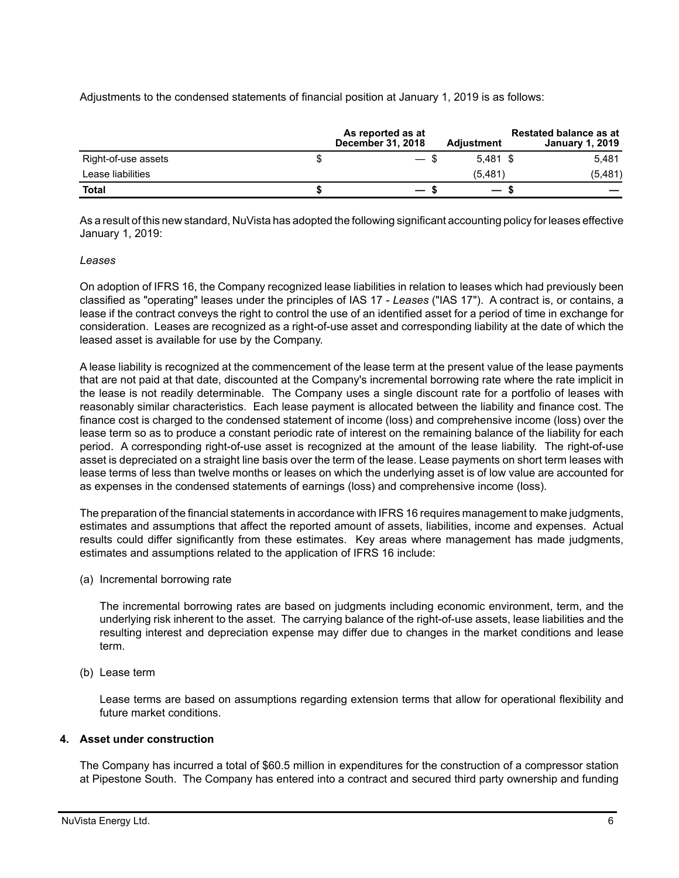Adjustments to the condensed statements of financial position at January 1, 2019 is as follows:

| | As reported as at December 31, 2018 | Adjustment | Restated balance as at January 1, 2019 |
|---|---|---|---|
| Right-of-use assets | $ — | $ 5,481 | $ 5,481 |
| Lease liabilities | | (5,481) | (5,481) |
| **Total** | **$ —** | **$ —** | **$ —** |

As a result of this new standard, NuVista has adopted the following significant accounting policy for leases effective January 1, 2019:

*Leases*

On adoption of IFRS 16, the Company recognized lease liabilities in relation to leases which had previously been classified as "operating" leases under the principles of IAS 17 - *Leases* ("IAS 17"). A contract is, or contains, a lease if the contract conveys the right to control the use of an identified asset for a period of time in exchange for consideration. Leases are recognized as a right-of-use asset and corresponding liability at the date of which the leased asset is available for use by the Company.

A lease liability is recognized at the commencement of the lease term at the present value of the lease payments that are not paid at that date, discounted at the Company's incremental borrowing rate where the rate implicit in the lease is not readily determinable. The Company uses a single discount rate for a portfolio of leases with reasonably similar characteristics. Each lease payment is allocated between the liability and finance cost. The finance cost is charged to the condensed statement of income (loss) and comprehensive income (loss) over the lease term so as to produce a constant periodic rate of interest on the remaining balance of the liability for each period. A corresponding right-of-use asset is recognized at the amount of the lease liability. The right-of-use asset is depreciated on a straight line basis over the term of the lease. Lease payments on short term leases with lease terms of less than twelve months or leases on which the underlying asset is of low value are accounted for as expenses in the condensed statements of earnings (loss) and comprehensive income (loss).

The preparation of the financial statements in accordance with IFRS 16 requires management to make judgments, estimates and assumptions that affect the reported amount of assets, liabilities, income and expenses. Actual results could differ significantly from these estimates. Key areas where management has made judgments, estimates and assumptions related to the application of IFRS 16 include:

(a) Incremental borrowing rate

The incremental borrowing rates are based on judgments including economic environment, term, and the underlying risk inherent to the asset. The carrying balance of the right-of-use assets, lease liabilities and the resulting interest and depreciation expense may differ due to changes in the market conditions and lease term.

(b) Lease term

Lease terms are based on assumptions regarding extension terms that allow for operational flexibility and future market conditions.

## 4. Asset under construction

The Company has incurred a total of $60.5 million in expenditures for the construction of a compressor station at Pipestone South. The Company has entered into a contract and secured third party ownership and funding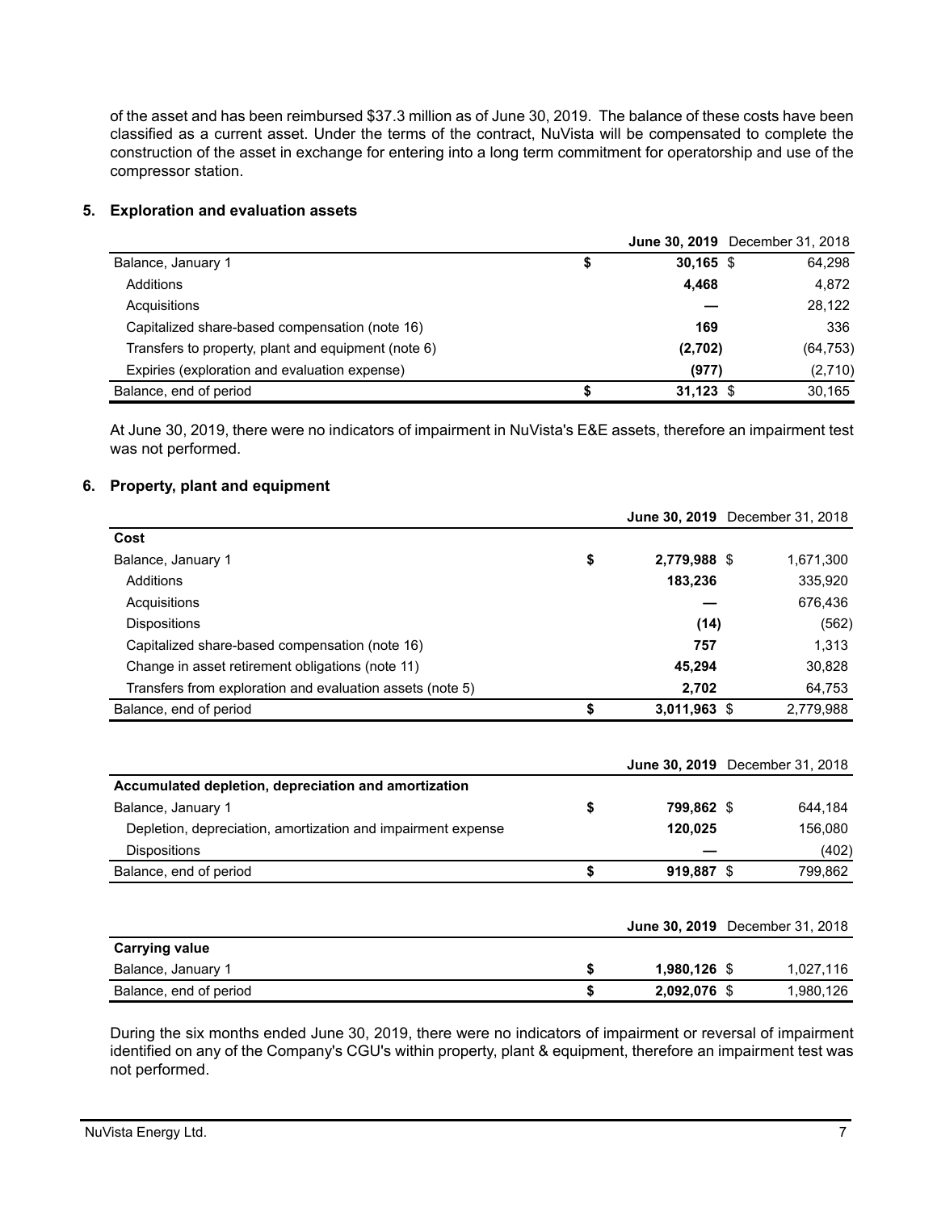of the asset and has been reimbursed $37.3 million as of June 30, 2019. The balance of these costs have been classified as a current asset. Under the terms of the contract, NuVista will be compensated to complete the construction of the asset in exchange for entering into a long term commitment for operatorship and use of the compressor station.

## 5. Exploration and evaluation assets

| | June 30, 2019 | December 31, 2018 |
|---|---|---|
| Balance, January 1 | $ 30,165 | $ 64,298 |
| Additions | 4,468 | 4,872 |
| Acquisitions | — | 28,122 |
| Capitalized share-based compensation (note 16) | 169 | 336 |
| Transfers to property, plant and equipment (note 6) | (2,702) | (64,753) |
| Expiries (exploration and evaluation expense) | (977) | (2,710) |
| Balance, end of period | $ 31,123 | $ 30,165 |

At June 30, 2019, there were no indicators of impairment in NuVista's E&E assets, therefore an impairment test was not performed.

## 6. Property, plant and equipment

| | June 30, 2019 | December 31, 2018 |
|---|---|---|
| **Cost** | | |
| Balance, January 1 | $ 2,779,988 | $ 1,671,300 |
| Additions | 183,236 | 335,920 |
| Acquisitions | — | 676,436 |
| Dispositions | (14) | (562) |
| Capitalized share-based compensation (note 16) | 757 | 1,313 |
| Change in asset retirement obligations (note 11) | 45,294 | 30,828 |
| Transfers from exploration and evaluation assets (note 5) | 2,702 | 64,753 |
| Balance, end of period | $ 3,011,963 | $ 2,779,988 |

| | June 30, 2019 | December 31, 2018 |
|---|---|---|
| **Accumulated depletion, depreciation and amortization** | | |
| Balance, January 1 | $ 799,862 | $ 644,184 |
| Depletion, depreciation, amortization and impairment expense | 120,025 | 156,080 |
| Dispositions | — | (402) |
| Balance, end of period | $ 919,887 | $ 799,862 |

| | June 30, 2019 | December 31, 2018 |
|---|---|---|
| **Carrying value** | | |
| Balance, January 1 | $ 1,980,126 | $ 1,027,116 |
| Balance, end of period | $ 2,092,076 | $ 1,980,126 |

During the six months ended June 30, 2019, there were no indicators of impairment or reversal of impairment identified on any of the Company's CGU's within property, plant & equipment, therefore an impairment test was not performed.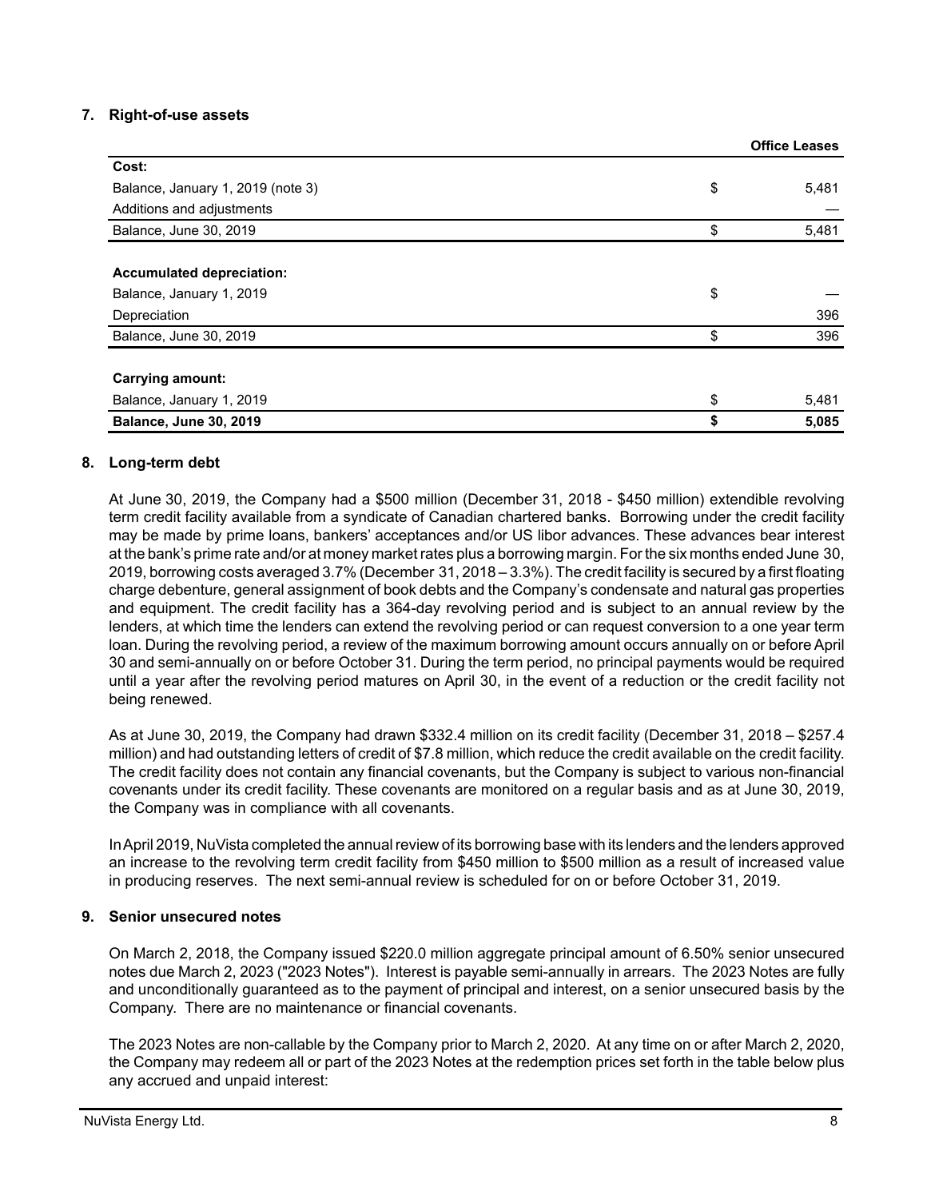## 7. Right-of-use assets

| | | Office Leases |
|---|---|---|
| **Cost:** | | |
| Balance, January 1, 2019 (note 3) | $ | 5,481 |
| Additions and adjustments | | — |
| Balance, June 30, 2019 | $ | 5,481 |
| | | |
| **Accumulated depreciation:** | | |
| Balance, January 1, 2019 | $ | — |
| Depreciation | | 396 |
| Balance, June 30, 2019 | $ | 396 |
| | | |
| **Carrying amount:** | | |
| Balance, January 1, 2019 | $ | 5,481 |
| **Balance, June 30, 2019** | **$** | **5,085** |

## 8. Long-term debt

At June 30, 2019, the Company had a $500 million (December 31, 2018 - $450 million) extendible revolving term credit facility available from a syndicate of Canadian chartered banks. Borrowing under the credit facility may be made by prime loans, bankers' acceptances and/or US libor advances. These advances bear interest at the bank's prime rate and/or at money market rates plus a borrowing margin. For the six months ended June 30, 2019, borrowing costs averaged 3.7% (December 31, 2018 – 3.3%). The credit facility is secured by a first floating charge debenture, general assignment of book debts and the Company's condensate and natural gas properties and equipment. The credit facility has a 364-day revolving period and is subject to an annual review by the lenders, at which time the lenders can extend the revolving period or can request conversion to a one year term loan. During the revolving period, a review of the maximum borrowing amount occurs annually on or before April 30 and semi-annually on or before October 31. During the term period, no principal payments would be required until a year after the revolving period matures on April 30, in the event of a reduction or the credit facility not being renewed.

As at June 30, 2019, the Company had drawn $332.4 million on its credit facility (December 31, 2018 – $257.4 million) and had outstanding letters of credit of $7.8 million, which reduce the credit available on the credit facility. The credit facility does not contain any financial covenants, but the Company is subject to various non-financial covenants under its credit facility. These covenants are monitored on a regular basis and as at June 30, 2019, the Company was in compliance with all covenants.

In April 2019, NuVista completed the annual review of its borrowing base with its lenders and the lenders approved an increase to the revolving term credit facility from $450 million to $500 million as a result of increased value in producing reserves. The next semi-annual review is scheduled for on or before October 31, 2019.

## 9. Senior unsecured notes

On March 2, 2018, the Company issued $220.0 million aggregate principal amount of 6.50% senior unsecured notes due March 2, 2023 ("2023 Notes"). Interest is payable semi-annually in arrears. The 2023 Notes are fully and unconditionally guaranteed as to the payment of principal and interest, on a senior unsecured basis by the Company. There are no maintenance or financial covenants.

The 2023 Notes are non-callable by the Company prior to March 2, 2020. At any time on or after March 2, 2020, the Company may redeem all or part of the 2023 Notes at the redemption prices set forth in the table below plus any accrued and unpaid interest: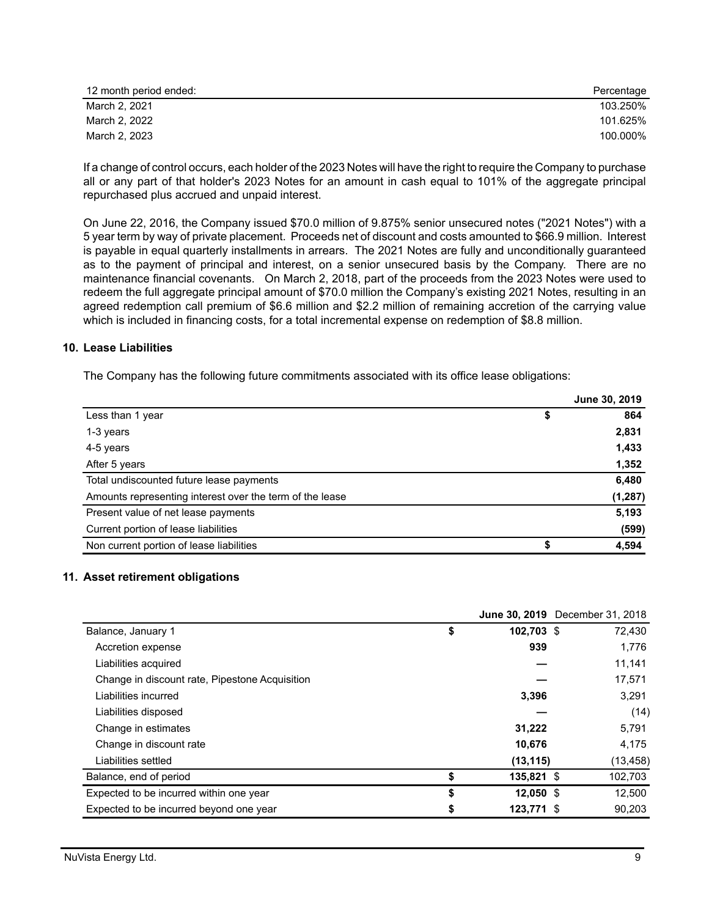| 12 month period ended: | Percentage |
| --- | --- |
| March 2, 2021 | 103.250% |
| March 2, 2022 | 101.625% |
| March 2, 2023 | 100.000% |

If a change of control occurs, each holder of the 2023 Notes will have the right to require the Company to purchase all or any part of that holder's 2023 Notes for an amount in cash equal to 101% of the aggregate principal repurchased plus accrued and unpaid interest.

On June 22, 2016, the Company issued $70.0 million of 9.875% senior unsecured notes ("2021 Notes") with a 5 year term by way of private placement. Proceeds net of discount and costs amounted to $66.9 million. Interest is payable in equal quarterly installments in arrears. The 2021 Notes are fully and unconditionally guaranteed as to the payment of principal and interest, on a senior unsecured basis by the Company. There are no maintenance financial covenants. On March 2, 2018, part of the proceeds from the 2023 Notes were used to redeem the full aggregate principal amount of $70.0 million the Company's existing 2021 Notes, resulting in an agreed redemption call premium of $6.6 million and $2.2 million of remaining accretion of the carrying value which is included in financing costs, for a total incremental expense on redemption of $8.8 million.

## 10. Lease Liabilities

The Company has the following future commitments associated with its office lease obligations:

| | June 30, 2019 |
| --- | --- |
| Less than 1 year | $ 864 |
| 1-3 years | 2,831 |
| 4-5 years | 1,433 |
| After 5 years | 1,352 |
| Total undiscounted future lease payments | 6,480 |
| Amounts representing interest over the term of the lease | (1,287) |
| Present value of net lease payments | 5,193 |
| Current portion of lease liabilities | (599) |
| Non current portion of lease liabilities | $ 4,594 |

## 11. Asset retirement obligations

| | June 30, 2019 | December 31, 2018 |
| --- | --- | --- |
| Balance, January 1 | $ 102,703 | $ 72,430 |
| Accretion expense | 939 | 1,776 |
| Liabilities acquired | — | 11,141 |
| Change in discount rate, Pipestone Acquisition | — | 17,571 |
| Liabilities incurred | 3,396 | 3,291 |
| Liabilities disposed | — | (14) |
| Change in estimates | 31,222 | 5,791 |
| Change in discount rate | 10,676 | 4,175 |
| Liabilities settled | (13,115) | (13,458) |
| Balance, end of period | $ 135,821 | $ 102,703 |
| Expected to be incurred within one year | $ 12,050 | $ 12,500 |
| Expected to be incurred beyond one year | $ 123,771 | $ 90,203 |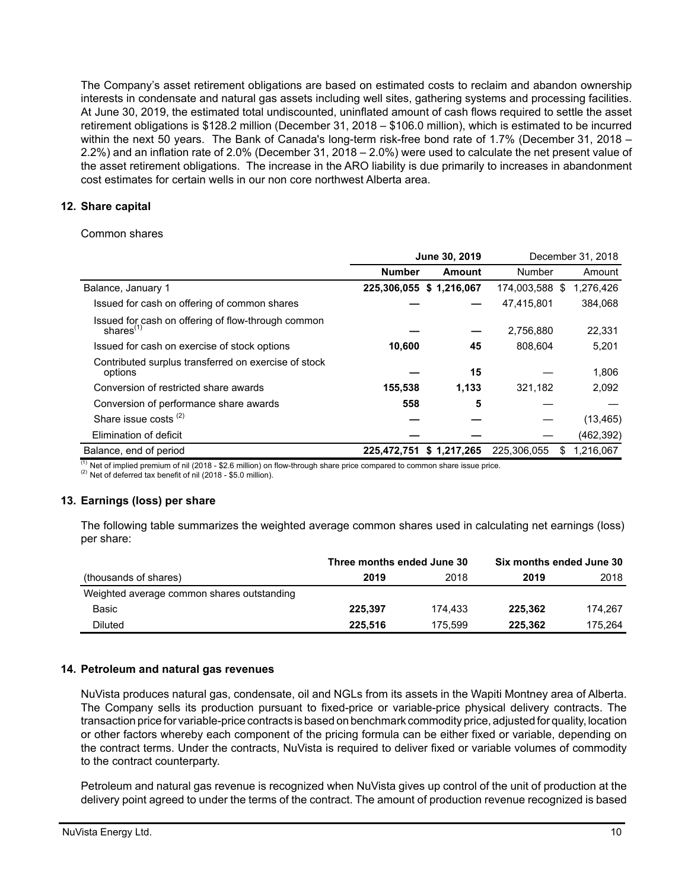The Company's asset retirement obligations are based on estimated costs to reclaim and abandon ownership interests in condensate and natural gas assets including well sites, gathering systems and processing facilities. At June 30, 2019, the estimated total undiscounted, uninflated amount of cash flows required to settle the asset retirement obligations is $128.2 million (December 31, 2018 – $106.0 million), which is estimated to be incurred within the next 50 years. The Bank of Canada's long-term risk-free bond rate of 1.7% (December 31, 2018 – 2.2%) and an inflation rate of 2.0% (December 31, 2018 – 2.0%) were used to calculate the net present value of the asset retirement obligations. The increase in the ARO liability is due primarily to increases in abandonment cost estimates for certain wells in our non core northwest Alberta area.

## 12. Share capital

Common shares

| | **June 30, 2019** | | December 31, 2018 | |
|---|---|---|---|---|
| | **Number** | **Amount** | Number | Amount |
| Balance, January 1 | **225,306,055** | **$ 1,216,067** | 174,003,588 | $ 1,276,426 |
| Issued for cash on offering of common shares | **—** | **—** | 47,415,801 | 384,068 |
| Issued for cash on offering of flow-through common shares[(1)] | **—** | **—** | 2,756,880 | 22,331 |
| Issued for cash on exercise of stock options | **10,600** | **45** | 808,604 | 5,201 |
| Contributed surplus transferred on exercise of stock options | **—** | **15** | — | 1,806 |
| Conversion of restricted share awards | **155,538** | **1,133** | 321,182 | 2,092 |
| Conversion of performance share awards | **558** | **5** | — | — |
| Share issue costs [(2)] | **—** | **—** | — | (13,465) |
| Elimination of deficit | **—** | **—** | — | (462,392) |
| Balance, end of period | **225,472,751** | **$ 1,217,265** | 225,306,055 | $ 1,216,067 |

(1) Net of implied premium of nil (2018 - $2.6 million) on flow-through share price compared to common share issue price.
(2) Net of deferred tax benefit of nil (2018 - $5.0 million).

## 13. Earnings (loss) per share

The following table summarizes the weighted average common shares used in calculating net earnings (loss) per share:

| | **Three months ended June 30** | | **Six months ended June 30** | |
|---|---|---|---|---|
| (thousands of shares) | **2019** | 2018 | **2019** | 2018 |
| Weighted average common shares outstanding | | | | |
| Basic | **225,397** | 174,433 | **225,362** | 174,267 |
| Diluted | **225,516** | 175,599 | **225,362** | 175,264 |

## 14. Petroleum and natural gas revenues

NuVista produces natural gas, condensate, oil and NGLs from its assets in the Wapiti Montney area of Alberta. The Company sells its production pursuant to fixed-price or variable-price physical delivery contracts. The transaction price for variable-price contracts is based on benchmark commodity price, adjusted for quality, location or other factors whereby each component of the pricing formula can be either fixed or variable, depending on the contract terms. Under the contracts, NuVista is required to deliver fixed or variable volumes of commodity to the contract counterparty.

Petroleum and natural gas revenue is recognized when NuVista gives up control of the unit of production at the delivery point agreed to under the terms of the contract. The amount of production revenue recognized is based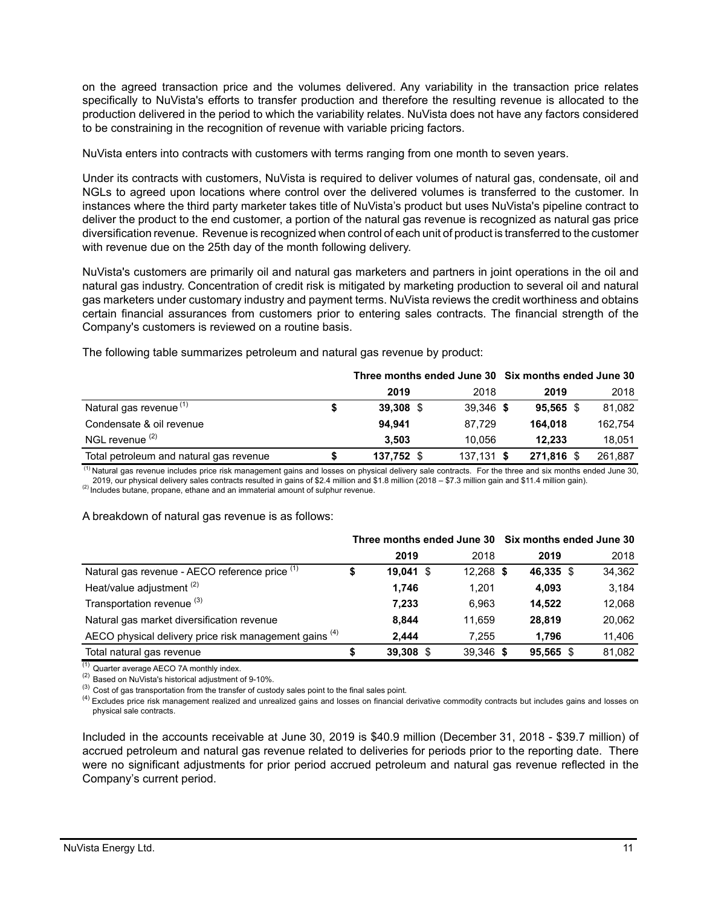on the agreed transaction price and the volumes delivered. Any variability in the transaction price relates specifically to NuVista's efforts to transfer production and therefore the resulting revenue is allocated to the production delivered in the period to which the variability relates. NuVista does not have any factors considered to be constraining in the recognition of revenue with variable pricing factors.

NuVista enters into contracts with customers with terms ranging from one month to seven years.

Under its contracts with customers, NuVista is required to deliver volumes of natural gas, condensate, oil and NGLs to agreed upon locations where control over the delivered volumes is transferred to the customer. In instances where the third party marketer takes title of NuVista's product but uses NuVista's pipeline contract to deliver the product to the end customer, a portion of the natural gas revenue is recognized as natural gas price diversification revenue. Revenue is recognized when control of each unit of product is transferred to the customer with revenue due on the 25th day of the month following delivery.

NuVista's customers are primarily oil and natural gas marketers and partners in joint operations in the oil and natural gas industry. Concentration of credit risk is mitigated by marketing production to several oil and natural gas marketers under customary industry and payment terms. NuVista reviews the credit worthiness and obtains certain financial assurances from customers prior to entering sales contracts. The financial strength of the Company's customers is reviewed on a routine basis.

The following table summarizes petroleum and natural gas revenue by product:

| | Three months ended June 30 | | Six months ended June 30 | |
|---|---|---|---|---|
| | **2019** | 2018 | **2019** | 2018 |
| Natural gas revenue [(1)] | **$ 39,308** | $ 39,346 | **$ 95,565** | $ 81,082 |
| Condensate & oil revenue | **94,941** | 87,729 | **164,018** | 162,754 |
| NGL revenue [(2)] | **3,503** | 10,056 | **12,233** | 18,051 |
| Total petroleum and natural gas revenue | **$ 137,752** | $ 137,131 | **$ 271,816** | $ 261,887 |

[(1)] Natural gas revenue includes price risk management gains and losses on physical delivery sale contracts. For the three and six months ended June 30, 2019, our physical delivery sales contracts resulted in gains of $2.4 million and $1.8 million (2018 – $7.3 million gain and $11.4 million gain).
[(2)] Includes butane, propane, ethane and an immaterial amount of sulphur revenue.

A breakdown of natural gas revenue is as follows:

| | Three months ended June 30 | | Six months ended June 30 | |
|---|---|---|---|---|
| | **2019** | 2018 | **2019** | 2018 |
| Natural gas revenue - AECO reference price [(1)] | **$ 19,041** | $ 12,268 | **$ 46,335** | $ 34,362 |
| Heat/value adjustment [(2)] | **1,746** | 1,201 | **4,093** | 3,184 |
| Transportation revenue [(3)] | **7,233** | 6,963 | **14,522** | 12,068 |
| Natural gas market diversification revenue | **8,844** | 11,659 | **28,819** | 20,062 |
| AECO physical delivery price risk management gains [(4)] | **2,444** | 7,255 | **1,796** | 11,406 |
| Total natural gas revenue | **$ 39,308** | $ 39,346 | **$ 95,565** | $ 81,082 |

[(1)] Quarter average AECO 7A monthly index.
[(2)] Based on NuVista's historical adjustment of 9-10%.
[(3)] Cost of gas transportation from the transfer of custody sales point to the final sales point.
[(4)] Excludes price risk management realized and unrealized gains and losses on financial derivative commodity contracts but includes gains and losses on physical sale contracts.

Included in the accounts receivable at June 30, 2019 is $40.9 million (December 31, 2018 - $39.7 million) of accrued petroleum and natural gas revenue related to deliveries for periods prior to the reporting date. There were no significant adjustments for prior period accrued petroleum and natural gas revenue reflected in the Company's current period.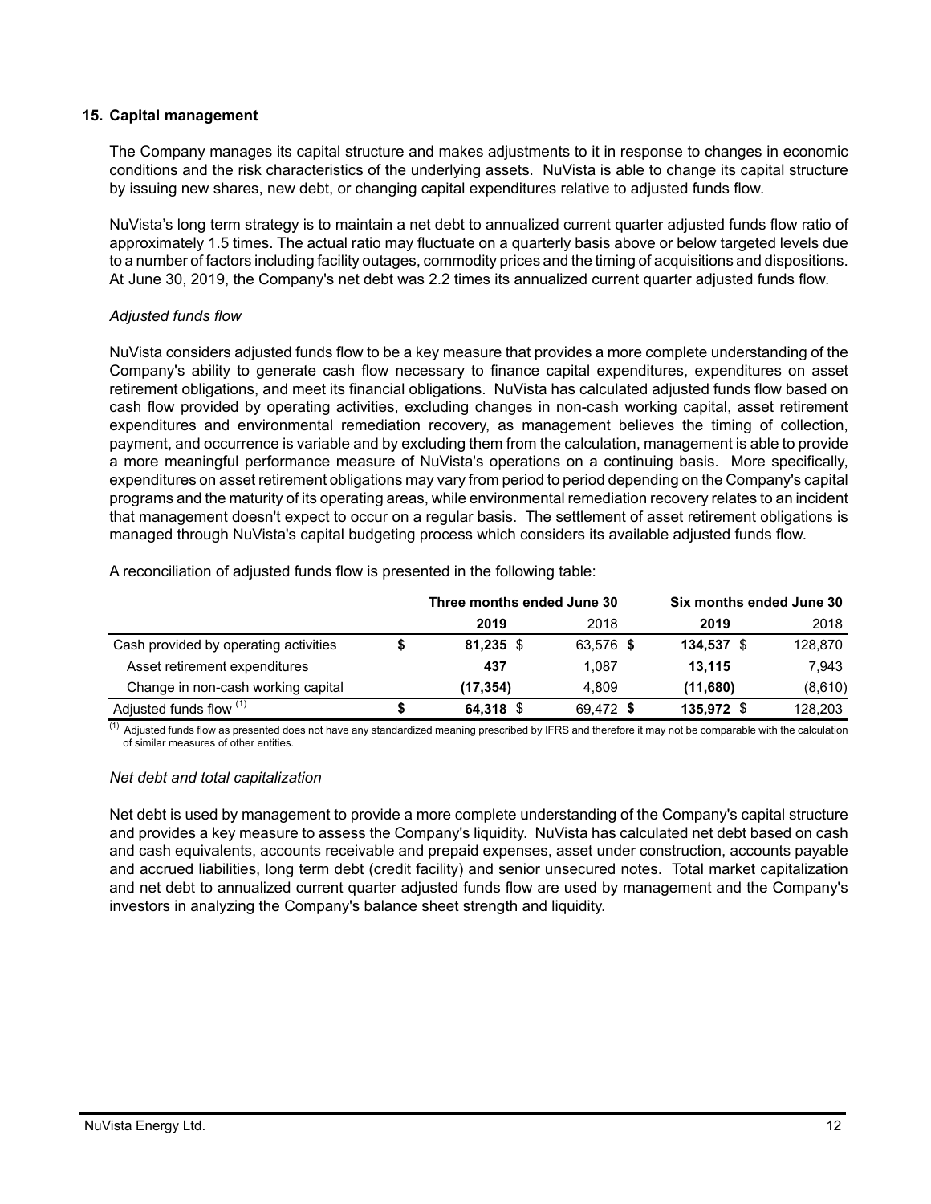## 15. Capital management

The Company manages its capital structure and makes adjustments to it in response to changes in economic conditions and the risk characteristics of the underlying assets. NuVista is able to change its capital structure by issuing new shares, new debt, or changing capital expenditures relative to adjusted funds flow.

NuVista's long term strategy is to maintain a net debt to annualized current quarter adjusted funds flow ratio of approximately 1.5 times. The actual ratio may fluctuate on a quarterly basis above or below targeted levels due to a number of factors including facility outages, commodity prices and the timing of acquisitions and dispositions. At June 30, 2019, the Company's net debt was 2.2 times its annualized current quarter adjusted funds flow.

*Adjusted funds flow*

NuVista considers adjusted funds flow to be a key measure that provides a more complete understanding of the Company's ability to generate cash flow necessary to finance capital expenditures, expenditures on asset retirement obligations, and meet its financial obligations. NuVista has calculated adjusted funds flow based on cash flow provided by operating activities, excluding changes in non-cash working capital, asset retirement expenditures and environmental remediation recovery, as management believes the timing of collection, payment, and occurrence is variable and by excluding them from the calculation, management is able to provide a more meaningful performance measure of NuVista's operations on a continuing basis. More specifically, expenditures on asset retirement obligations may vary from period to period depending on the Company's capital programs and the maturity of its operating areas, while environmental remediation recovery relates to an incident that management doesn't expect to occur on a regular basis. The settlement of asset retirement obligations is managed through NuVista's capital budgeting process which considers its available adjusted funds flow.

A reconciliation of adjusted funds flow is presented in the following table:

| | Three months ended June 30 | | Six months ended June 30 | |
|---|---|---|---|---|
| | **2019** | 2018 | **2019** | 2018 |
| Cash provided by operating activities | **$ 81,235** | $ 63,576 | **$ 134,537** | $ 128,870 |
| Asset retirement expenditures | **437** | 1,087 | **13,115** | 7,943 |
| Change in non-cash working capital | **(17,354)** | 4,809 | **(11,680)** | (8,610) |
| Adjusted funds flow [(1)] | **$ 64,318** | $ 69,472 | **$ 135,972** | $ 128,203 |

(1) Adjusted funds flow as presented does not have any standardized meaning prescribed by IFRS and therefore it may not be comparable with the calculation of similar measures of other entities.

*Net debt and total capitalization*

Net debt is used by management to provide a more complete understanding of the Company's capital structure and provides a key measure to assess the Company's liquidity. NuVista has calculated net debt based on cash and cash equivalents, accounts receivable and prepaid expenses, asset under construction, accounts payable and accrued liabilities, long term debt (credit facility) and senior unsecured notes. Total market capitalization and net debt to annualized current quarter adjusted funds flow are used by management and the Company's investors in analyzing the Company's balance sheet strength and liquidity.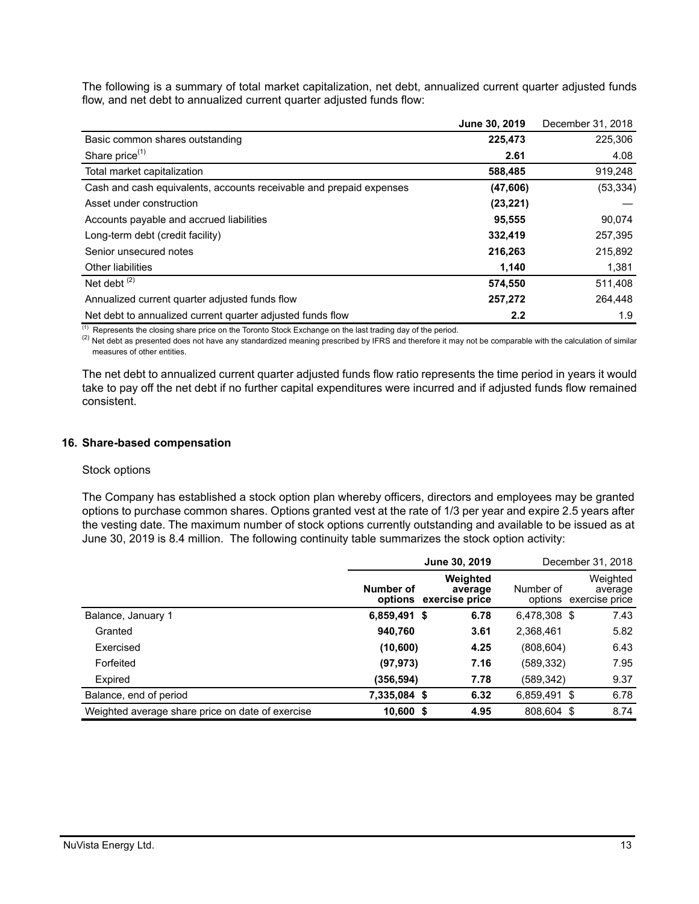The following is a summary of total market capitalization, net debt, annualized current quarter adjusted funds flow, and net debt to annualized current quarter adjusted funds flow:

| | **June 30, 2019** | December 31, 2018 |
|---|---|---|
| Basic common shares outstanding | **225,473** | 225,306 |
| Share price[(1)] | **2.61** | 4.08 |
| Total market capitalization | **588,485** | 919,248 |
| Cash and cash equivalents, accounts receivable and prepaid expenses | **(47,606)** | (53,334) |
| Asset under construction | **(23,221)** | — |
| Accounts payable and accrued liabilities | **95,555** | 90,074 |
| Long-term debt (credit facility) | **332,419** | 257,395 |
| Senior unsecured notes | **216,263** | 215,892 |
| Other liabilities | **1,140** | 1,381 |
| Net debt [(2)] | **574,550** | 511,408 |
| Annualized current quarter adjusted funds flow | **257,272** | 264,448 |
| Net debt to annualized current quarter adjusted funds flow | **2.2** | 1.9 |

(1) Represents the closing share price on the Toronto Stock Exchange on the last trading day of the period.

(2) Net debt as presented does not have any standardized meaning prescribed by IFRS and therefore it may not be comparable with the calculation of similar measures of other entities.

The net debt to annualized current quarter adjusted funds flow ratio represents the time period in years it would take to pay off the net debt if no further capital expenditures were incurred and if adjusted funds flow remained consistent.

## 16. Share-based compensation

Stock options

The Company has established a stock option plan whereby officers, directors and employees may be granted options to purchase common shares. Options granted vest at the rate of 1/3 per year and expire 2.5 years after the vesting date. The maximum number of stock options currently outstanding and available to be issued as at June 30, 2019 is 8.4 million. The following continuity table summarizes the stock option activity:

| | **June 30, 2019** | | December 31, 2018 | |
|---|---|---|---|---|
| | **Number of options** | **Weighted average exercise price** | Number of options | Weighted average exercise price |
| Balance, January 1 | **6,859,491** | **$ 6.78** | 6,478,308 | $ 7.43 |
| Granted | **940,760** | **3.61** | 2,368,461 | 5.82 |
| Exercised | **(10,600)** | **4.25** | (808,604) | 6.43 |
| Forfeited | **(97,973)** | **7.16** | (589,332) | 7.95 |
| Expired | **(356,594)** | **7.78** | (589,342) | 9.37 |
| Balance, end of period | **7,335,084** | **$ 6.32** | 6,859,491 | $ 6.78 |
| Weighted average share price on date of exercise | **10,600** | **$ 4.95** | 808,604 | $ 8.74 |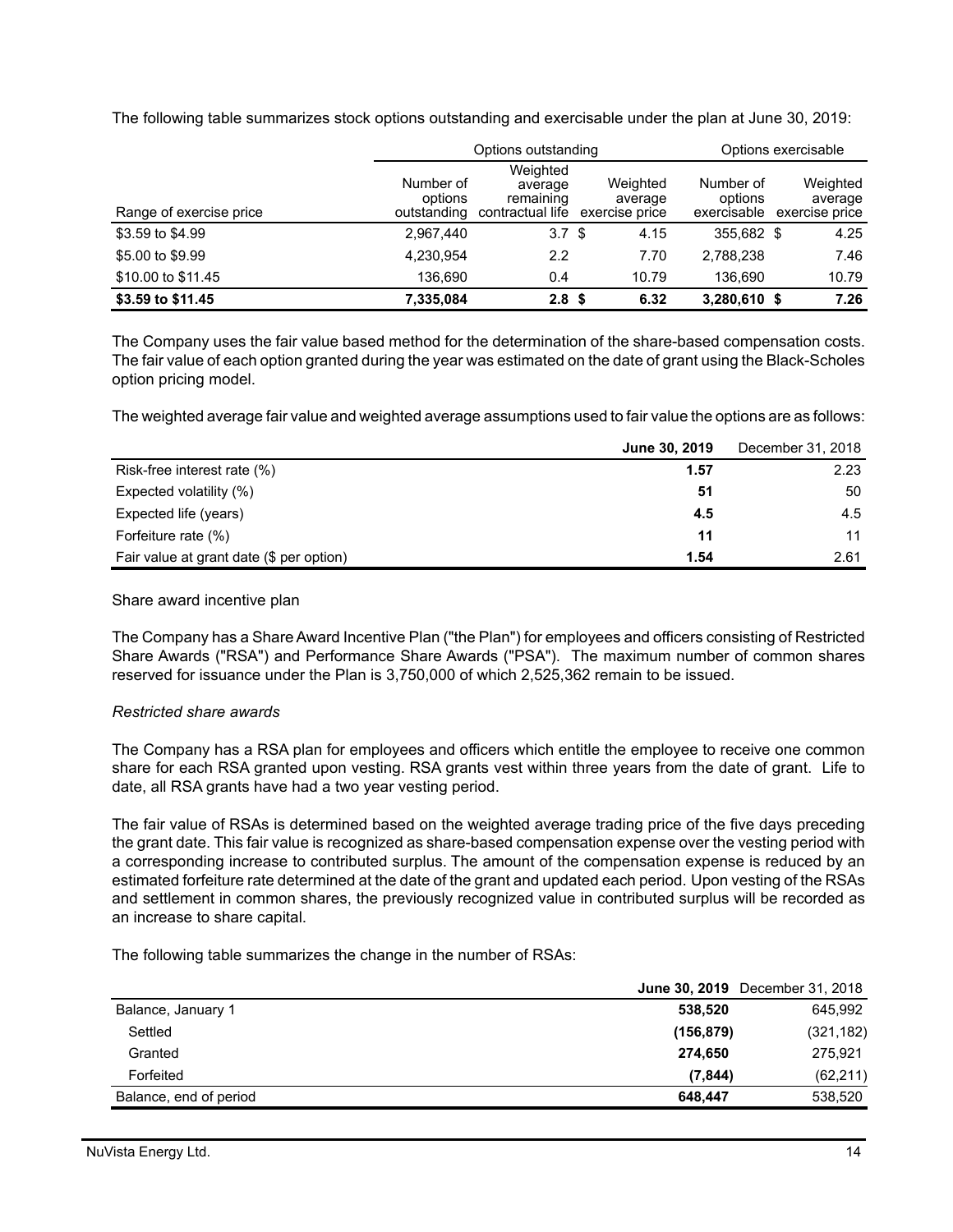The following table summarizes stock options outstanding and exercisable under the plan at June 30, 2019:

| | Options outstanding | | | Options exercisable | |
|---|---|---|---|---|---|
| Range of exercise price | Number of options outstanding | Weighted average remaining contractual life | Weighted average exercise price | Number of options exercisable | Weighted average exercise price |
| \$3.59 to \$4.99 | 2,967,440 | 3.7 | \$ 4.15 | 355,682 | \$ 4.25 |
| \$5.00 to \$9.99 | 4,230,954 | 2.2 | 7.70 | 2,788,238 | 7.46 |
| \$10.00 to \$11.45 | 136,690 | 0.4 | 10.79 | 136,690 | 10.79 |
| **\$3.59 to \$11.45** | **7,335,084** | **2.8** | **\$ 6.32** | **3,280,610** | **\$ 7.26** |

The Company uses the fair value based method for the determination of the share-based compensation costs. The fair value of each option granted during the year was estimated on the date of grant using the Black-Scholes option pricing model.

The weighted average fair value and weighted average assumptions used to fair value the options are as follows:

| | June 30, 2019 | December 31, 2018 |
|---|---|---|
| Risk-free interest rate (%) | **1.57** | 2.23 |
| Expected volatility (%) | **51** | 50 |
| Expected life (years) | **4.5** | 4.5 |
| Forfeiture rate (%) | **11** | 11 |
| Fair value at grant date (\$ per option) | **1.54** | 2.61 |

Share award incentive plan

The Company has a Share Award Incentive Plan ("the Plan") for employees and officers consisting of Restricted Share Awards ("RSA") and Performance Share Awards ("PSA"). The maximum number of common shares reserved for issuance under the Plan is 3,750,000 of which 2,525,362 remain to be issued.

*Restricted share awards*

The Company has a RSA plan for employees and officers which entitle the employee to receive one common share for each RSA granted upon vesting. RSA grants vest within three years from the date of grant. Life to date, all RSA grants have had a two year vesting period.

The fair value of RSAs is determined based on the weighted average trading price of the five days preceding the grant date. This fair value is recognized as share-based compensation expense over the vesting period with a corresponding increase to contributed surplus. The amount of the compensation expense is reduced by an estimated forfeiture rate determined at the date of the grant and updated each period. Upon vesting of the RSAs and settlement in common shares, the previously recognized value in contributed surplus will be recorded as an increase to share capital.

The following table summarizes the change in the number of RSAs:

| | June 30, 2019 | December 31, 2018 |
|---|---|---|
| Balance, January 1 | **538,520** | 645,992 |
| Settled | **(156,879)** | (321,182) |
| Granted | **274,650** | 275,921 |
| Forfeited | **(7,844)** | (62,211) |
| Balance, end of period | **648,447** | 538,520 |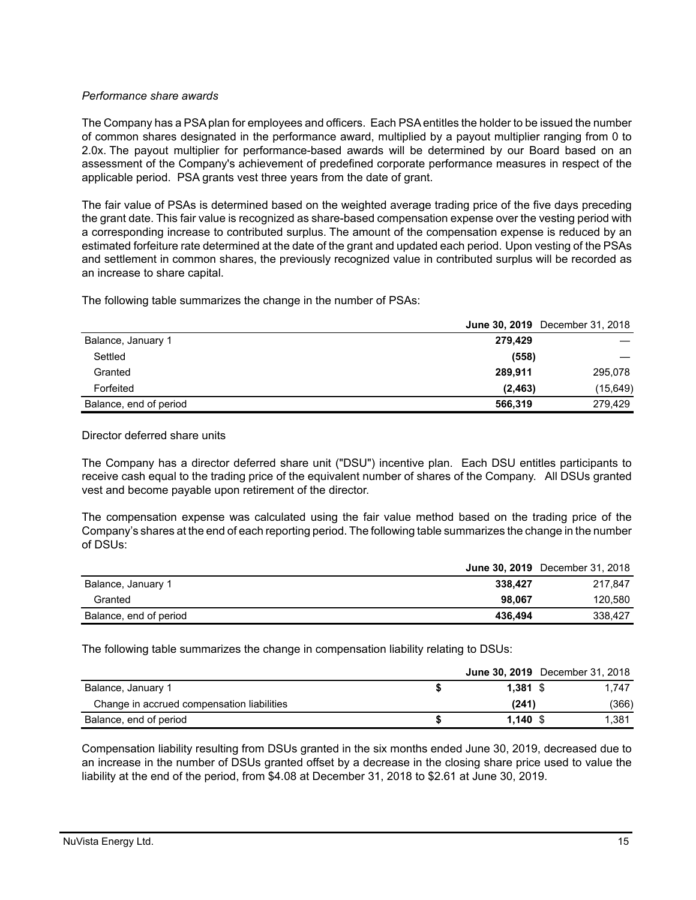*Performance share awards*

The Company has a PSA plan for employees and officers. Each PSA entitles the holder to be issued the number of common shares designated in the performance award, multiplied by a payout multiplier ranging from 0 to 2.0x. The payout multiplier for performance-based awards will be determined by our Board based on an assessment of the Company's achievement of predefined corporate performance measures in respect of the applicable period. PSA grants vest three years from the date of grant.

The fair value of PSAs is determined based on the weighted average trading price of the five days preceding the grant date. This fair value is recognized as share-based compensation expense over the vesting period with a corresponding increase to contributed surplus. The amount of the compensation expense is reduced by an estimated forfeiture rate determined at the date of the grant and updated each period. Upon vesting of the PSAs and settlement in common shares, the previously recognized value in contributed surplus will be recorded as an increase to share capital.

The following table summarizes the change in the number of PSAs:

| | **June 30, 2019** | December 31, 2018 |
|---|---|---|
| Balance, January 1 | **279,429** | — |
| Settled | **(558)** | — |
| Granted | **289,911** | 295,078 |
| Forfeited | **(2,463)** | (15,649) |
| Balance, end of period | **566,319** | 279,429 |

Director deferred share units

The Company has a director deferred share unit ("DSU") incentive plan. Each DSU entitles participants to receive cash equal to the trading price of the equivalent number of shares of the Company. All DSUs granted vest and become payable upon retirement of the director.

The compensation expense was calculated using the fair value method based on the trading price of the Company's shares at the end of each reporting period. The following table summarizes the change in the number of DSUs:

| | **June 30, 2019** | December 31, 2018 |
|---|---|---|
| Balance, January 1 | **338,427** | 217,847 |
| Granted | **98,067** | 120,580 |
| Balance, end of period | **436,494** | 338,427 |

The following table summarizes the change in compensation liability relating to DSUs:

| | **June 30, 2019** | December 31, 2018 |
|---|---|---|
| Balance, January 1 | **$ 1,381** | $ 1,747 |
| Change in accrued compensation liabilities | **(241)** | (366) |
| Balance, end of period | **$ 1,140** | $ 1,381 |

Compensation liability resulting from DSUs granted in the six months ended June 30, 2019, decreased due to an increase in the number of DSUs granted offset by a decrease in the closing share price used to value the liability at the end of the period, from $4.08 at December 31, 2018 to $2.61 at June 30, 2019.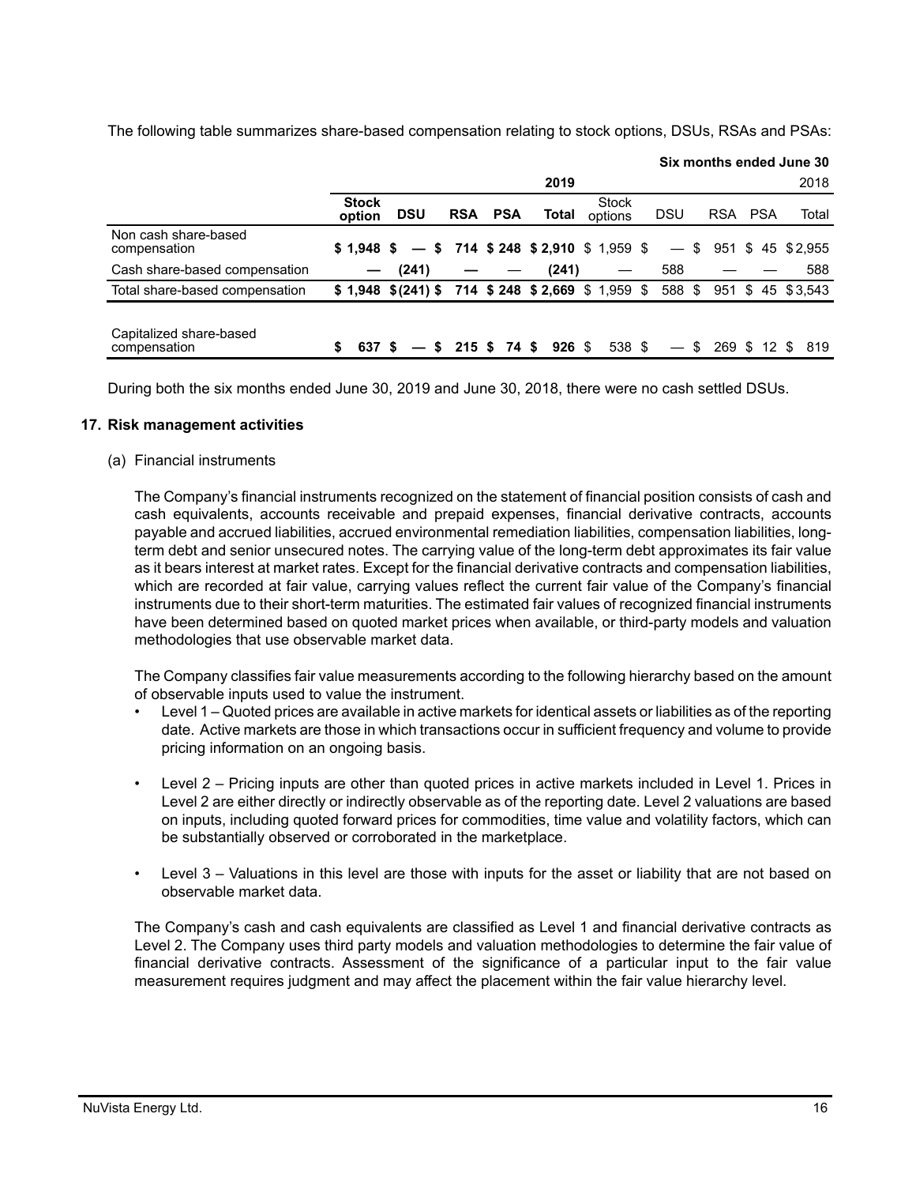The following table summarizes share-based compensation relating to stock options, DSUs, RSAs and PSAs:

| | Six months ended June 30 | | | | | | | | | |
|---|---|---|---|---|---|---|---|---|---|---|
| | 2019 | | | | | 2018 | | | | |
| | **Stock option** | **DSU** | **RSA** | **PSA** | **Total** | Stock options | DSU | RSA | PSA | Total |
| Non cash share-based compensation | **$ 1,948** | **$ —** | **$ 714** | **$ 248** | **$ 2,910** | $ 1,959 | $ — | $ 951 | $ 45 | $ 2,955 |
| Cash share-based compensation | **—** | **(241)** | **—** | **—** | **(241)** | — | 588 | — | — | 588 |
| Total share-based compensation | **$ 1,948** | **$ (241)** | **$ 714** | **$ 248** | **$ 2,669** | $ 1,959 | $ 588 | $ 951 | $ 45 | $ 3,543 |
| | | | | | | | | | | |
| Capitalized share-based compensation | **$ 637** | **$ —** | **$ 215** | **$ 74** | **$ 926** | $ 538 | $ — | $ 269 | $ 12 | $ 819 |

During both the six months ended June 30, 2019 and June 30, 2018, there were no cash settled DSUs.

## 17. Risk management activities

(a) Financial instruments

The Company's financial instruments recognized on the statement of financial position consists of cash and cash equivalents, accounts receivable and prepaid expenses, financial derivative contracts, accounts payable and accrued liabilities, accrued environmental remediation liabilities, compensation liabilities, long-term debt and senior unsecured notes. The carrying value of the long-term debt approximates its fair value as it bears interest at market rates. Except for the financial derivative contracts and compensation liabilities, which are recorded at fair value, carrying values reflect the current fair value of the Company's financial instruments due to their short-term maturities. The estimated fair values of recognized financial instruments have been determined based on quoted market prices when available, or third-party models and valuation methodologies that use observable market data.

The Company classifies fair value measurements according to the following hierarchy based on the amount of observable inputs used to value the instrument.

- Level 1 – Quoted prices are available in active markets for identical assets or liabilities as of the reporting date. Active markets are those in which transactions occur in sufficient frequency and volume to provide pricing information on an ongoing basis.
- Level 2 – Pricing inputs are other than quoted prices in active markets included in Level 1. Prices in Level 2 are either directly or indirectly observable as of the reporting date. Level 2 valuations are based on inputs, including quoted forward prices for commodities, time value and volatility factors, which can be substantially observed or corroborated in the marketplace.
- Level 3 – Valuations in this level are those with inputs for the asset or liability that are not based on observable market data.

The Company's cash and cash equivalents are classified as Level 1 and financial derivative contracts as Level 2. The Company uses third party models and valuation methodologies to determine the fair value of financial derivative contracts. Assessment of the significance of a particular input to the fair value measurement requires judgment and may affect the placement within the fair value hierarchy level.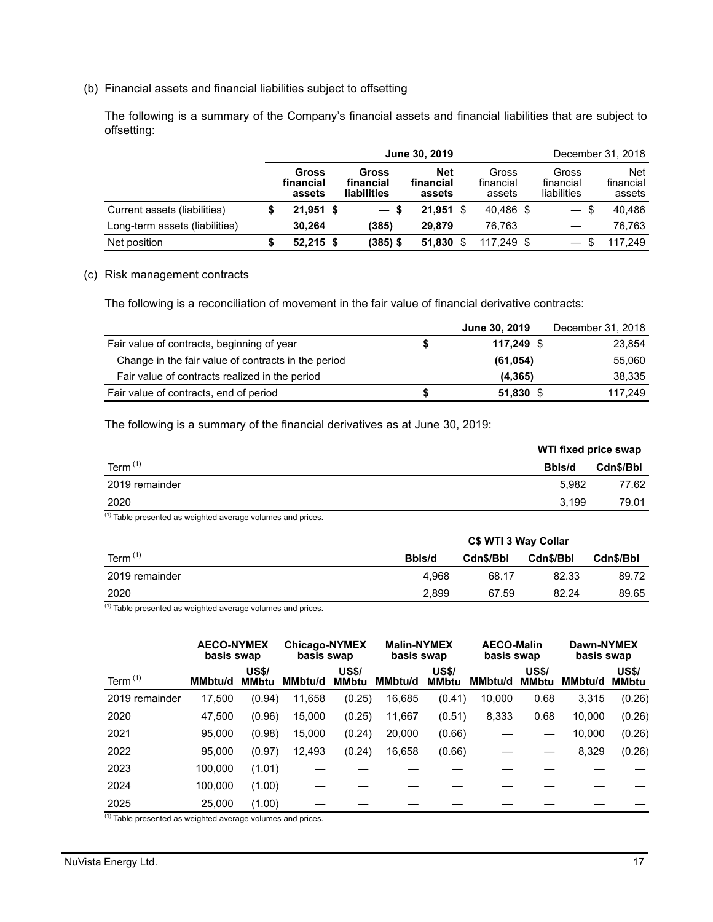(b) Financial assets and financial liabilities subject to offsetting

The following is a summary of the Company's financial assets and financial liabilities that are subject to offsetting:

| | June 30, 2019 | | | December 31, 2018 | | |
|---|---|---|---|---|---|---|
| | **Gross financial assets** | **Gross financial liabilities** | **Net financial assets** | Gross financial assets | Gross financial liabilities | Net financial assets |
| Current assets (liabilities) | **$ 21,951** | **$ —** | **$ 21,951** | $ 40,486 | $ — | $ 40,486 |
| Long-term assets (liabilities) | **30,264** | **(385)** | **29,879** | 76,763 | — | 76,763 |
| Net position | **$ 52,215** | **$ (385)** | **$ 51,830** | $ 117,249 | $ — | $ 117,249 |

(c) Risk management contracts

The following is a reconciliation of movement in the fair value of financial derivative contracts:

| | June 30, 2019 | December 31, 2018 |
|---|---|---|
| Fair value of contracts, beginning of year | **$ 117,249** | $ 23,854 |
| Change in the fair value of contracts in the period | **(61,054)** | 55,060 |
| Fair value of contracts realized in the period | **(4,365)** | 38,335 |
| Fair value of contracts, end of period | **$ 51,830** | $ 117,249 |

The following is a summary of the financial derivatives as at June 30, 2019:

| | WTI fixed price swap | |
|---|---|---|
| Term [1] | **Bbls/d** | **Cdn$/Bbl** |
| 2019 remainder | 5,982 | 77.62 |
| 2020 | 3,199 | 79.01 |

[1] Table presented as weighted average volumes and prices.

| | C$ WTI 3 Way Collar | | | |
|---|---|---|---|---|
| Term [1] | **Bbls/d** | **Cdn$/Bbl** | **Cdn$/Bbl** | **Cdn$/Bbl** |
| 2019 remainder | 4,968 | 68.17 | 82.33 | 89.72 |
| 2020 | 2,899 | 67.59 | 82.24 | 89.65 |

[1] Table presented as weighted average volumes and prices.

| | AECO-NYMEX basis swap | | Chicago-NYMEX basis swap | | Malin-NYMEX basis swap | | AECO-Malin basis swap | | Dawn-NYMEX basis swap | |
|---|---|---|---|---|---|---|---|---|---|---|
| Term [1] | **MMbtu/d** | **US$/ MMbtu** | **MMbtu/d** | **US$/ MMbtu** | **MMbtu/d** | **US$/ MMbtu** | **MMbtu/d** | **US$/ MMbtu** | **MMbtu/d** | **US$/ MMbtu** |
| 2019 remainder | 17,500 | (0.94) | 11,658 | (0.25) | 16,685 | (0.41) | 10,000 | 0.68 | 3,315 | (0.26) |
| 2020 | 47,500 | (0.96) | 15,000 | (0.25) | 11,667 | (0.51) | 8,333 | 0.68 | 10,000 | (0.26) |
| 2021 | 95,000 | (0.98) | 15,000 | (0.24) | 20,000 | (0.66) | — | — | 10,000 | (0.26) |
| 2022 | 95,000 | (0.97) | 12,493 | (0.24) | 16,658 | (0.66) | — | — | 8,329 | (0.26) |
| 2023 | 100,000 | (1.01) | — | — | — | — | — | — | — | — |
| 2024 | 100,000 | (1.00) | — | — | — | — | — | — | — | — |
| 2025 | 25,000 | (1.00) | — | — | — | — | — | — | — | — |

[1] Table presented as weighted average volumes and prices.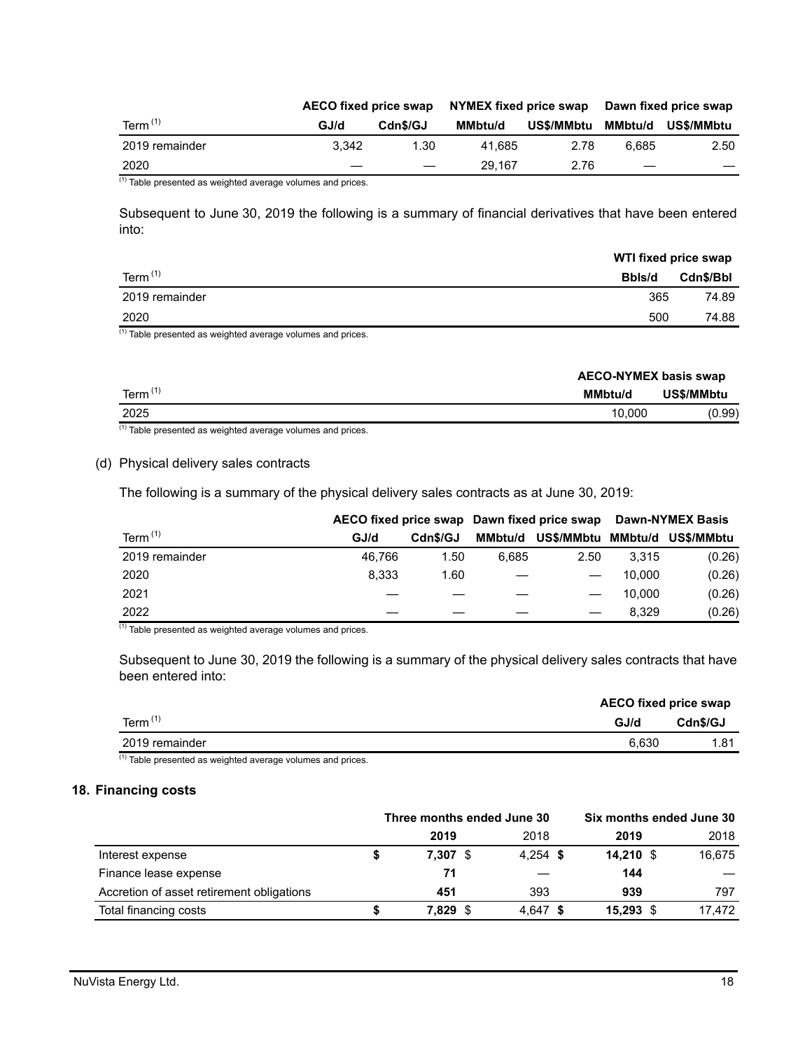| Term [1] | AECO fixed price swap | | NYMEX fixed price swap | | Dawn fixed price swap | |
|---|---|---|---|---|---|---|
| | GJ/d | Cdn$/GJ | MMbtu/d | US$/MMbtu | MMbtu/d | US$/MMbtu |
| 2019 remainder | 3,342 | 1.30 | 41,685 | 2.78 | 6,685 | 2.50 |
| 2020 | — | — | 29,167 | 2.76 | — | — |

[1] Table presented as weighted average volumes and prices.

Subsequent to June 30, 2019 the following is a summary of financial derivatives that have been entered into:

| Term [1] | WTI fixed price swap | |
|---|---|---|
| | Bbls/d | Cdn$/Bbl |
| 2019 remainder | 365 | 74.89 |
| 2020 | 500 | 74.88 |

[1] Table presented as weighted average volumes and prices.

| Term [1] | AECO-NYMEX basis swap | |
|---|---|---|
| | MMbtu/d | US$/MMbtu |
| 2025 | 10,000 | (0.99) |

[1] Table presented as weighted average volumes and prices.

(d) Physical delivery sales contracts

The following is a summary of the physical delivery sales contracts as at June 30, 2019:

| Term [1] | AECO fixed price swap | | Dawn fixed price swap | | Dawn-NYMEX Basis | |
|---|---|---|---|---|---|---|
| | GJ/d | Cdn$/GJ | MMbtu/d | US$/MMbtu | MMbtu/d | US$/MMbtu |
| 2019 remainder | 46,766 | 1.50 | 6,685 | 2.50 | 3,315 | (0.26) |
| 2020 | 8,333 | 1.60 | — | — | 10,000 | (0.26) |
| 2021 | — | — | — | — | 10,000 | (0.26) |
| 2022 | — | — | — | — | 8,329 | (0.26) |

[1] Table presented as weighted average volumes and prices.

Subsequent to June 30, 2019 the following is a summary of the physical delivery sales contracts that have been entered into:

| Term [1] | AECO fixed price swap | |
|---|---|---|
| | GJ/d | Cdn$/GJ |
| 2019 remainder | 6,630 | 1.81 |

[1] Table presented as weighted average volumes and prices.

## 18. Financing costs

| | Three months ended June 30 | | Six months ended June 30 | |
|---|---|---|---|---|
| | **2019** | 2018 | **2019** | 2018 |
| Interest expense | **$ 7,307** | $ 4,254 | **$ 14,210** | $ 16,675 |
| Finance lease expense | **71** | — | **144** | — |
| Accretion of asset retirement obligations | **451** | 393 | **939** | 797 |
| Total financing costs | **$ 7,829** | $ 4,647 | **$ 15,293** | $ 17,472 |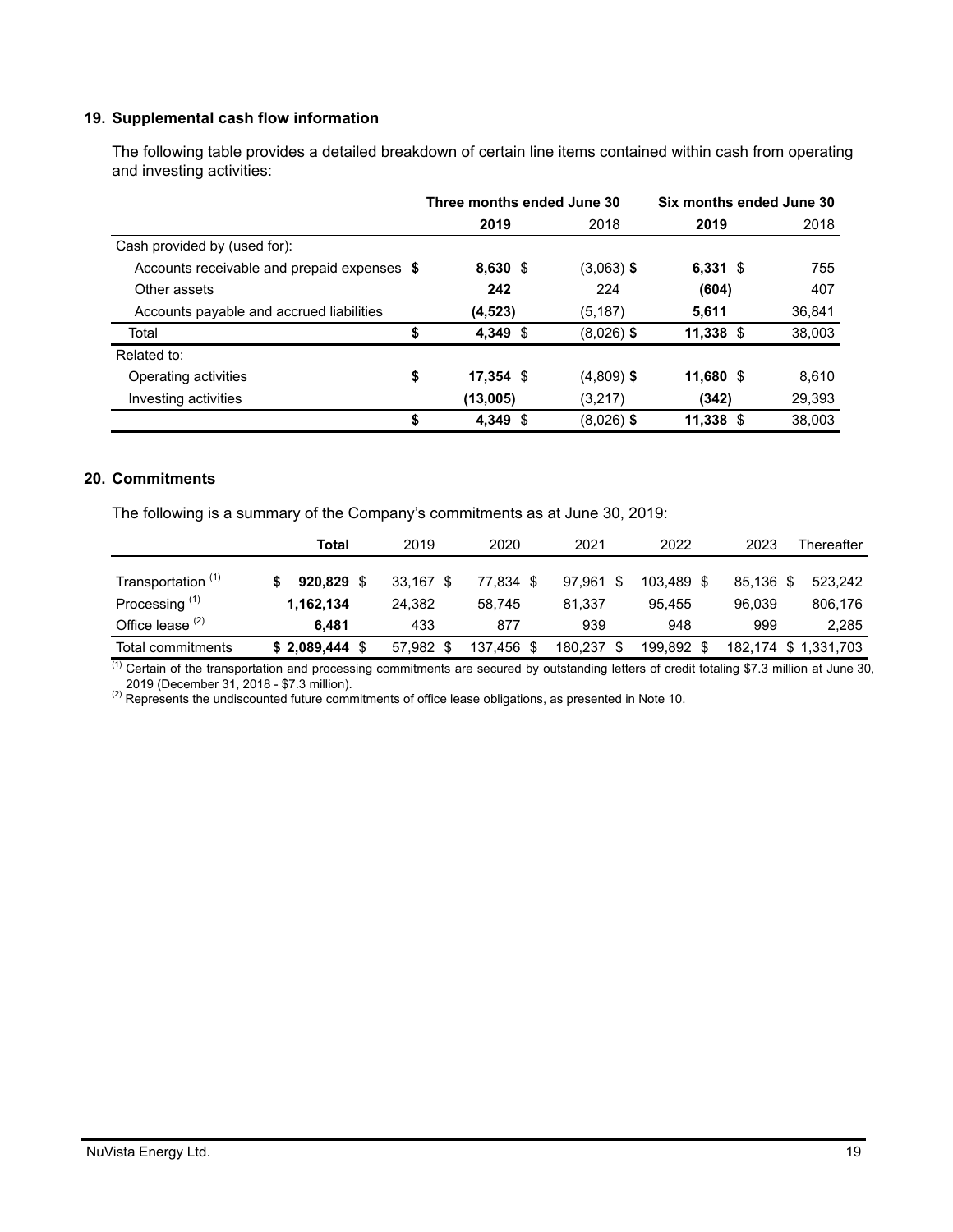## 19. Supplemental cash flow information

The following table provides a detailed breakdown of certain line items contained within cash from operating and investing activities:

| | Three months ended June 30 | | Six months ended June 30 | |
|---|---|---|---|---|
| | **2019** | 2018 | **2019** | 2018 |
| Cash provided by (used for): | | | | |
| Accounts receivable and prepaid expenses | **$ 8,630** | $ (3,063) | **$ 6,331** | $ 755 |
| Other assets | **242** | 224 | **(604)** | 407 |
| Accounts payable and accrued liabilities | **(4,523)** | (5,187) | **5,611** | 36,841 |
| Total | **$ 4,349** | $ (8,026) | **$ 11,338** | $ 38,003 |
| Related to: | | | | |
| Operating activities | **$ 17,354** | $ (4,809) | **$ 11,680** | $ 8,610 |
| Investing activities | **(13,005)** | (3,217) | **(342)** | 29,393 |
| | **$ 4,349** | $ (8,026) | **$ 11,338** | $ 38,003 |

## 20. Commitments

The following is a summary of the Company's commitments as at June 30, 2019:

| | Total | 2019 | 2020 | 2021 | 2022 | 2023 | Thereafter |
|---|---|---|---|---|---|---|---|
| Transportation [1] | **$ 920,829** | $ 33,167 | $ 77,834 | $ 97,961 | $ 103,489 | $ 85,136 | $ 523,242 |
| Processing [1] | **1,162,134** | 24,382 | 58,745 | 81,337 | 95,455 | 96,039 | 806,176 |
| Office lease [2] | **6,481** | 433 | 877 | 939 | 948 | 999 | 2,285 |
| Total commitments | **$ 2,089,444** | $ 57,982 | $ 137,456 | $ 180,237 | $ 199,892 | $ 182,174 | $ 1,331,703 |

[1] Certain of the transportation and processing commitments are secured by outstanding letters of credit totaling $7.3 million at June 30, 2019 (December 31, 2018 - $7.3 million).
[2] Represents the undiscounted future commitments of office lease obligations, as presented in Note 10.